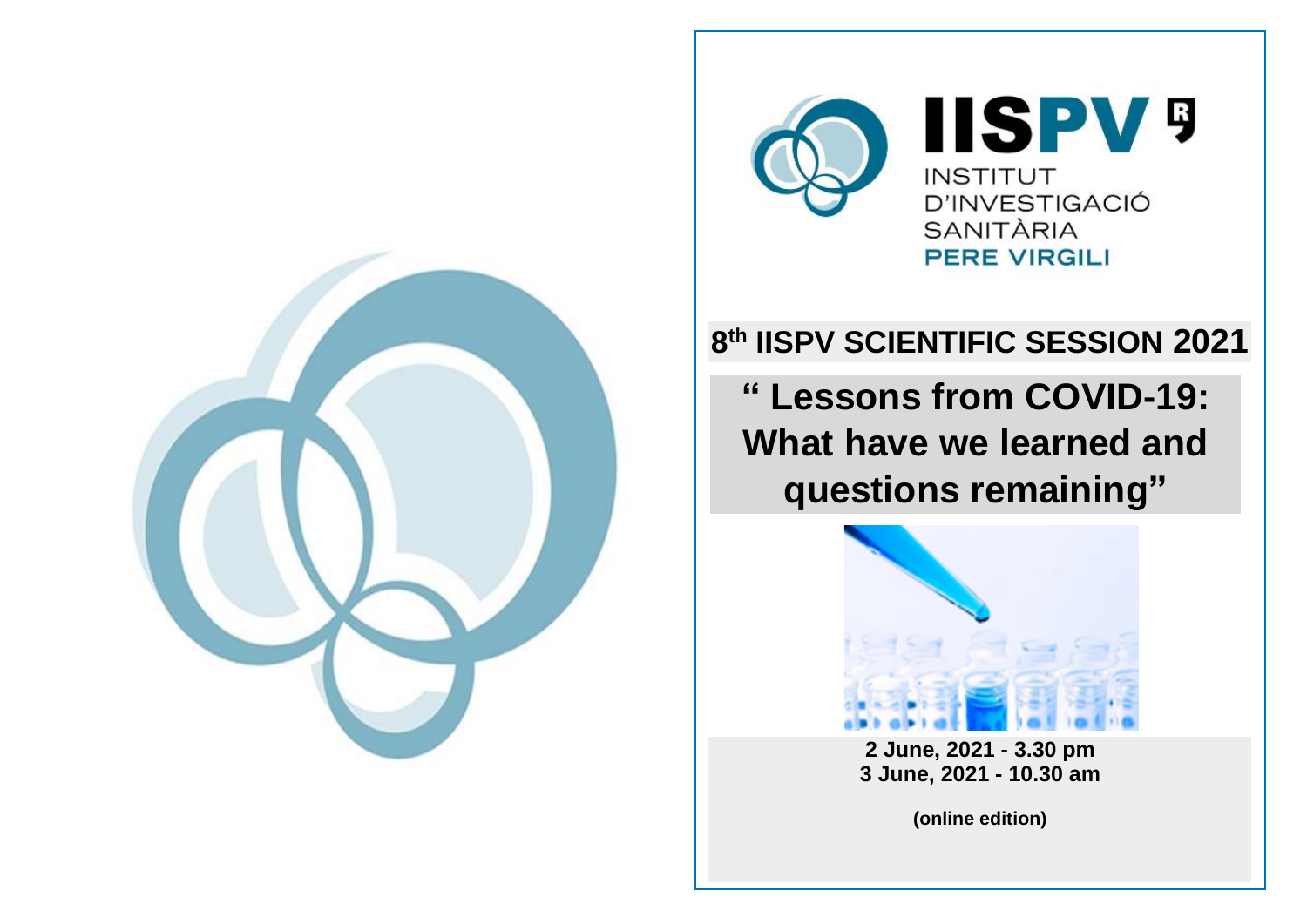IISPV

INSTITUT D'INVESTIGACIÓ SANITÀRIA PERE VIRGILI

## 8th IISPV SCIENTIFIC SESSION 2021

# " Lessons from COVID-19: What have we learned and questions remaining"

**2 June, 2021 - 3.30 pm**
**3 June, 2021 - 10.30 am**

**(online edition)**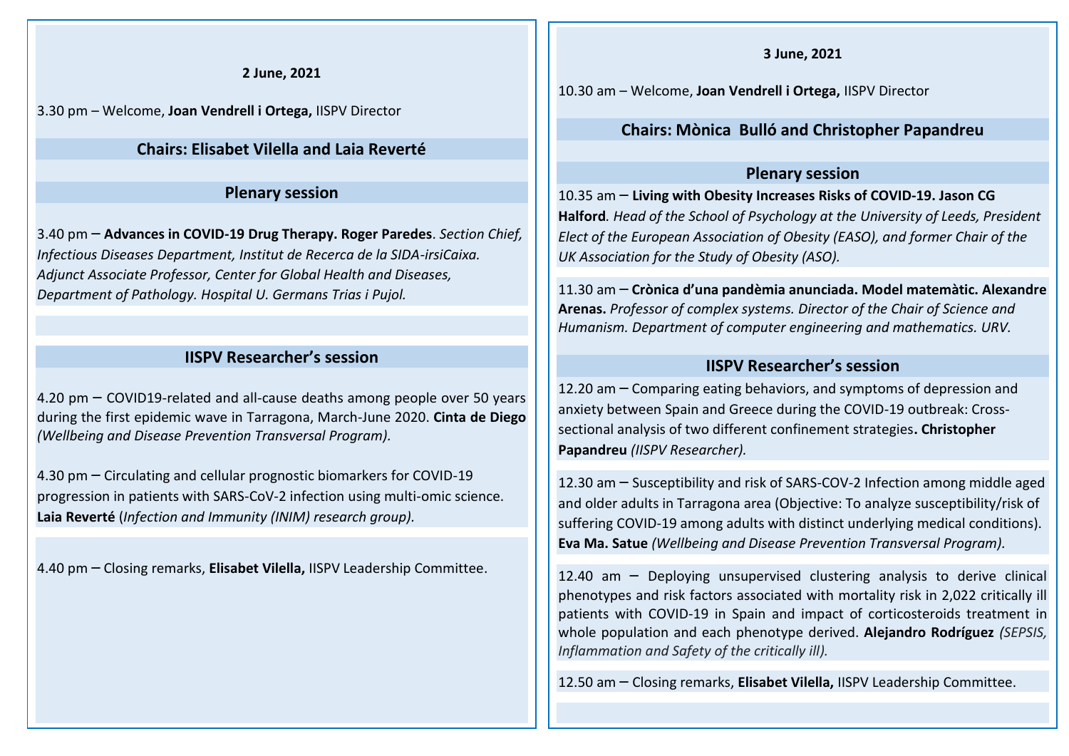## 2 June, 2021

3.30 pm – Welcome, **Joan Vendrell i Ortega,** IISPV Director

### Chairs: Elisabet Vilella and Laia Reverté

### Plenary session

3.40 pm – **Advances in COVID-19 Drug Therapy. Roger Paredes**. *Section Chief, Infectious Diseases Department, Institut de Recerca de la SIDA-irsiCaixa. Adjunct Associate Professor, Center for Global Health and Diseases, Department of Pathology. Hospital U. Germans Trias i Pujol.*

### IISPV Researcher's session

4.20 pm – COVID19-related and all-cause deaths among people over 50 years during the first epidemic wave in Tarragona, March-June 2020. **Cinta de Diego** *(Wellbeing and Disease Prevention Transversal Program).*

4.30 pm – Circulating and cellular prognostic biomarkers for COVID-19 progression in patients with SARS-CoV-2 infection using multi-omic science. **Laia Reverté** (*Infection and Immunity (INIM) research group).*

4.40 pm – Closing remarks, **Elisabet Vilella,** IISPV Leadership Committee.

## 3 June, 2021

10.30 am – Welcome, **Joan Vendrell i Ortega,** IISPV Director

### Chairs: Mònica Bulló and Christopher Papandreu

### Plenary session

10.35 am – **Living with Obesity Increases Risks of COVID-19. Jason CG Halford**. *Head of the School of Psychology at the University of Leeds, President Elect of the European Association of Obesity (EASO), and former Chair of the UK Association for the Study of Obesity (ASO).*

11.30 am – **Crònica d'una pandèmia anunciada. Model matemàtic. Alexandre Arenas.** *Professor of complex systems. Director of the Chair of Science and Humanism. Department of computer engineering and mathematics. URV.*

### IISPV Researcher's session

12.20 am – Comparing eating behaviors, and symptoms of depression and anxiety between Spain and Greece during the COVID-19 outbreak: Cross-sectional analysis of two different confinement strategies**. Christopher Papandreu** *(IISPV Researcher).*

12.30 am – Susceptibility and risk of SARS-COV-2 Infection among middle aged and older adults in Tarragona area (Objective: To analyze susceptibility/risk of suffering COVID-19 among adults with distinct underlying medical conditions). **Eva Ma. Satue** *(Wellbeing and Disease Prevention Transversal Program).*

12.40 am – Deploying unsupervised clustering analysis to derive clinical phenotypes and risk factors associated with mortality risk in 2,022 critically ill patients with COVID-19 in Spain and impact of corticosteroids treatment in whole population and each phenotype derived. **Alejandro Rodríguez** *(SEPSIS, Inflammation and Safety of the critically ill).*

12.50 am – Closing remarks, **Elisabet Vilella,** IISPV Leadership Committee.